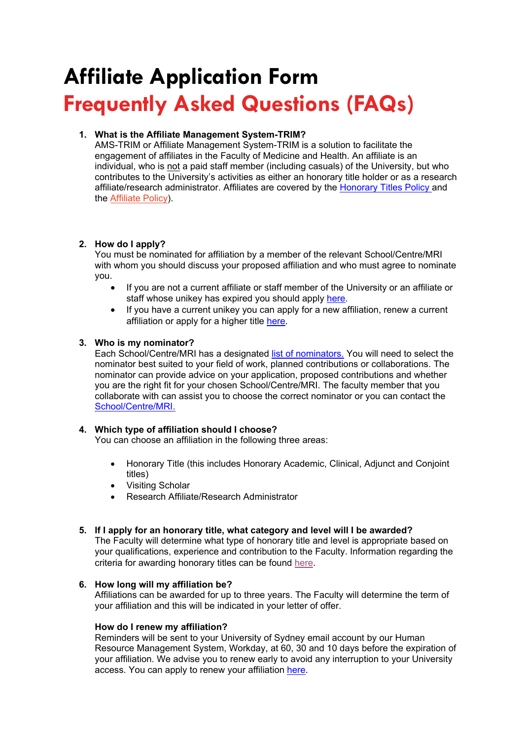# Affiliate Application Form

# Frequently Asked Questions (FAQs)

1. **What is the Affiliate Management System-TRIM?**
   AMS-TRIM or Affiliate Management System-TRIM is a solution to facilitate the engagement of affiliates in the Faculty of Medicine and Health. An affiliate is an individual, who is not a paid staff member (including casuals) of the University, but who contributes to the University's activities as either an honorary title holder or as a research affiliate/research administrator. Affiliates are covered by the Honorary Titles Policy and the Affiliate Policy).

2. **How do I apply?**
   You must be nominated for affiliation by a member of the relevant School/Centre/MRI with whom you should discuss your proposed affiliation and who must agree to nominate you.
   - If you are not a current affiliate or staff member of the University or an affiliate or staff whose unikey has expired you should apply here.
   - If you have a current unikey you can apply for a new affiliation, renew a current affiliation or apply for a higher title here.

3. **Who is my nominator?**
   Each School/Centre/MRI has a designated list of nominators. You will need to select the nominator best suited to your field of work, planned contributions or collaborations. The nominator can provide advice on your application, proposed contributions and whether you are the right fit for your chosen School/Centre/MRI. The faculty member that you collaborate with can assist you to choose the correct nominator or you can contact the School/Centre/MRI.

4. **Which type of affiliation should I choose?**
   You can choose an affiliation in the following three areas:
   - Honorary Title (this includes Honorary Academic, Clinical, Adjunct and Conjoint titles)
   - Visiting Scholar
   - Research Affiliate/Research Administrator

5. **If I apply for an honorary title, what category and level will I be awarded?**
   The Faculty will determine what type of honorary title and level is appropriate based on your qualifications, experience and contribution to the Faculty. Information regarding the criteria for awarding honorary titles can be found here.

6. **How long will my affiliation be?**
   Affiliations can be awarded for up to three years. The Faculty will determine the term of your affiliation and this will be indicated in your letter of offer.

   **How do I renew my affiliation?**
   Reminders will be sent to your University of Sydney email account by our Human Resource Management System, Workday, at 60, 30 and 10 days before the expiration of your affiliation. We advise you to renew early to avoid any interruption to your University access. You can apply to renew your affiliation here.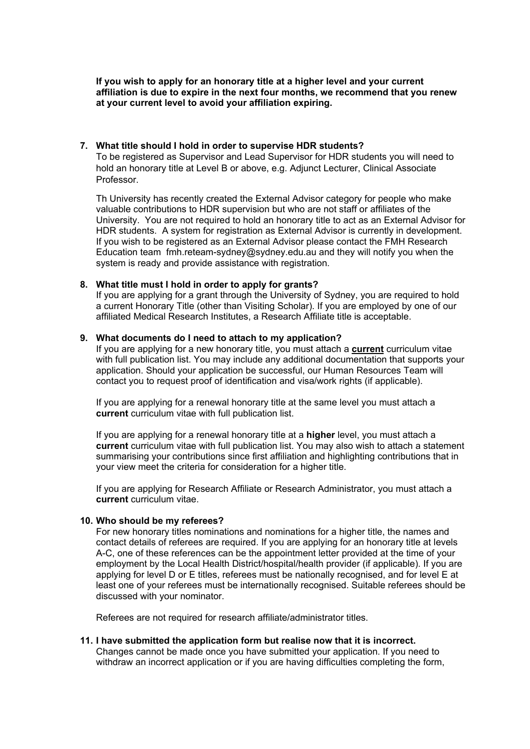**If you wish to apply for an honorary title at a higher level and your current affiliation is due to expire in the next four months, we recommend that you renew at your current level to avoid your affiliation expiring.**

7. **What title should I hold in order to supervise HDR students?**
   To be registered as Supervisor and Lead Supervisor for HDR students you will need to hold an honorary title at Level B or above, e.g. Adjunct Lecturer, Clinical Associate Professor.

   Th University has recently created the External Advisor category for people who make valuable contributions to HDR supervision but who are not staff or affiliates of the University. You are not required to hold an honorary title to act as an External Advisor for HDR students. A system for registration as External Advisor is currently in development. If you wish to be registered as an External Advisor please contact the FMH Research Education team fmh.reteam-sydney@sydney.edu.au and they will notify you when the system is ready and provide assistance with registration.

8. **What title must I hold in order to apply for grants?**
   If you are applying for a grant through the University of Sydney, you are required to hold a current Honorary Title (other than Visiting Scholar). If you are employed by one of our affiliated Medical Research Institutes, a Research Affiliate title is acceptable.

9. **What documents do I need to attach to my application?**
   If you are applying for a new honorary title, you must attach a **current** curriculum vitae with full publication list. You may include any additional documentation that supports your application. Should your application be successful, our Human Resources Team will contact you to request proof of identification and visa/work rights (if applicable).

   If you are applying for a renewal honorary title at the same level you must attach a **current** curriculum vitae with full publication list.

   If you are applying for a renewal honorary title at a **higher** level, you must attach a **current** curriculum vitae with full publication list. You may also wish to attach a statement summarising your contributions since first affiliation and highlighting contributions that in your view meet the criteria for consideration for a higher title.

   If you are applying for Research Affiliate or Research Administrator, you must attach a **current** curriculum vitae.

10. **Who should be my referees?**
    For new honorary titles nominations and nominations for a higher title, the names and contact details of referees are required. If you are applying for an honorary title at levels A-C, one of these references can be the appointment letter provided at the time of your employment by the Local Health District/hospital/health provider (if applicable). If you are applying for level D or E titles, referees must be nationally recognised, and for level E at least one of your referees must be internationally recognised. Suitable referees should be discussed with your nominator.

    Referees are not required for research affiliate/administrator titles.

11. **I have submitted the application form but realise now that it is incorrect.**
    Changes cannot be made once you have submitted your application. If you need to withdraw an incorrect application or if you are having difficulties completing the form,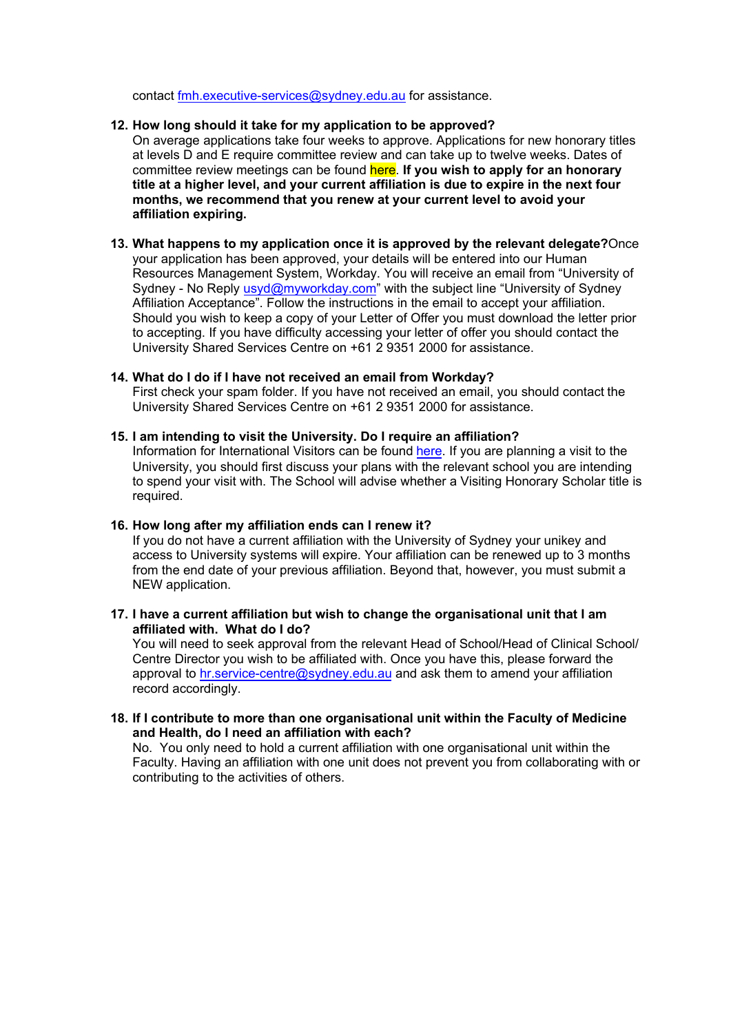contact fmh.executive-services@sydney.edu.au for assistance.

12. **How long should it take for my application to be approved?**
    On average applications take four weeks to approve. Applications for new honorary titles at levels D and E require committee review and can take up to twelve weeks. Dates of committee review meetings can be found here. **If you wish to apply for an honorary title at a higher level, and your current affiliation is due to expire in the next four months, we recommend that you renew at your current level to avoid your affiliation expiring.**

13. **What happens to my application once it is approved by the relevant delegate?** Once your application has been approved, your details will be entered into our Human Resources Management System, Workday. You will receive an email from "University of Sydney - No Reply usyd@myworkday.com" with the subject line "University of Sydney Affiliation Acceptance". Follow the instructions in the email to accept your affiliation. Should you wish to keep a copy of your Letter of Offer you must download the letter prior to accepting. If you have difficulty accessing your letter of offer you should contact the University Shared Services Centre on +61 2 9351 2000 for assistance.

14. **What do I do if I have not received an email from Workday?**
    First check your spam folder. If you have not received an email, you should contact the University Shared Services Centre on +61 2 9351 2000 for assistance.

15. **I am intending to visit the University. Do I require an affiliation?**
    Information for International Visitors can be found here. If you are planning a visit to the University, you should first discuss your plans with the relevant school you are intending to spend your visit with. The School will advise whether a Visiting Honorary Scholar title is required.

16. **How long after my affiliation ends can I renew it?**
    If you do not have a current affiliation with the University of Sydney your unikey and access to University systems will expire. Your affiliation can be renewed up to 3 months from the end date of your previous affiliation. Beyond that, however, you must submit a NEW application.

17. **I have a current affiliation but wish to change the organisational unit that I am affiliated with. What do I do?**
    You will need to seek approval from the relevant Head of School/Head of Clinical School/ Centre Director you wish to be affiliated with. Once you have this, please forward the approval to hr.service-centre@sydney.edu.au and ask them to amend your affiliation record accordingly.

18. **If I contribute to more than one organisational unit within the Faculty of Medicine and Health, do I need an affiliation with each?**
    No. You only need to hold a current affiliation with one organisational unit within the Faculty. Having an affiliation with one unit does not prevent you from collaborating with or contributing to the activities of others.